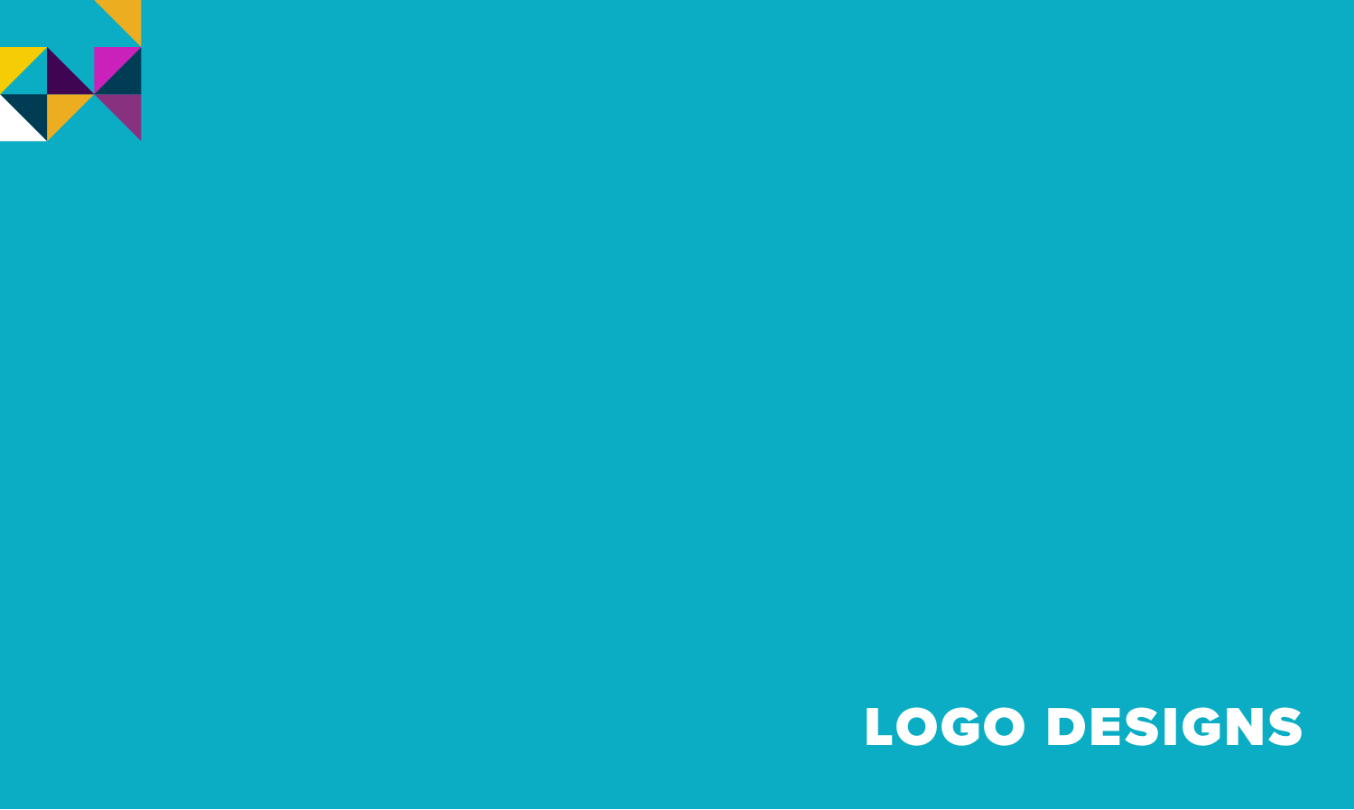# LOGO DESIGNS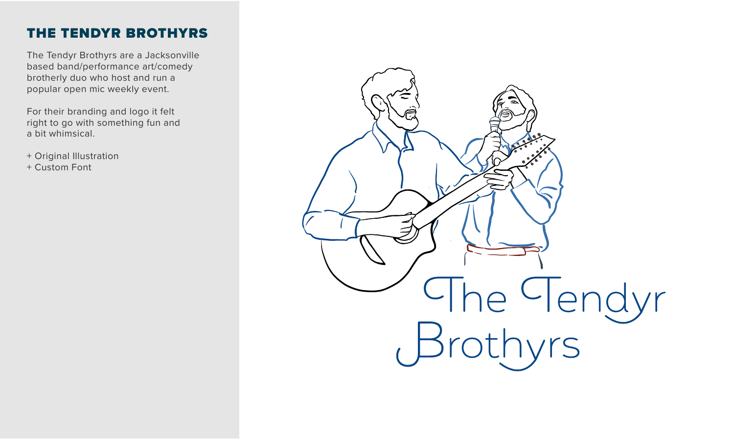## THE TENDYR BROTHYRS

The Tendyr Brothyrs are a Jacksonville based band/performance art/comedy brotherly duo who host and run a popular open mic weekly event.

For their branding and logo it felt right to go with something fun and a bit whimsical.

+ Original Illustration
+ Custom Font

The Tendyr Brothyrs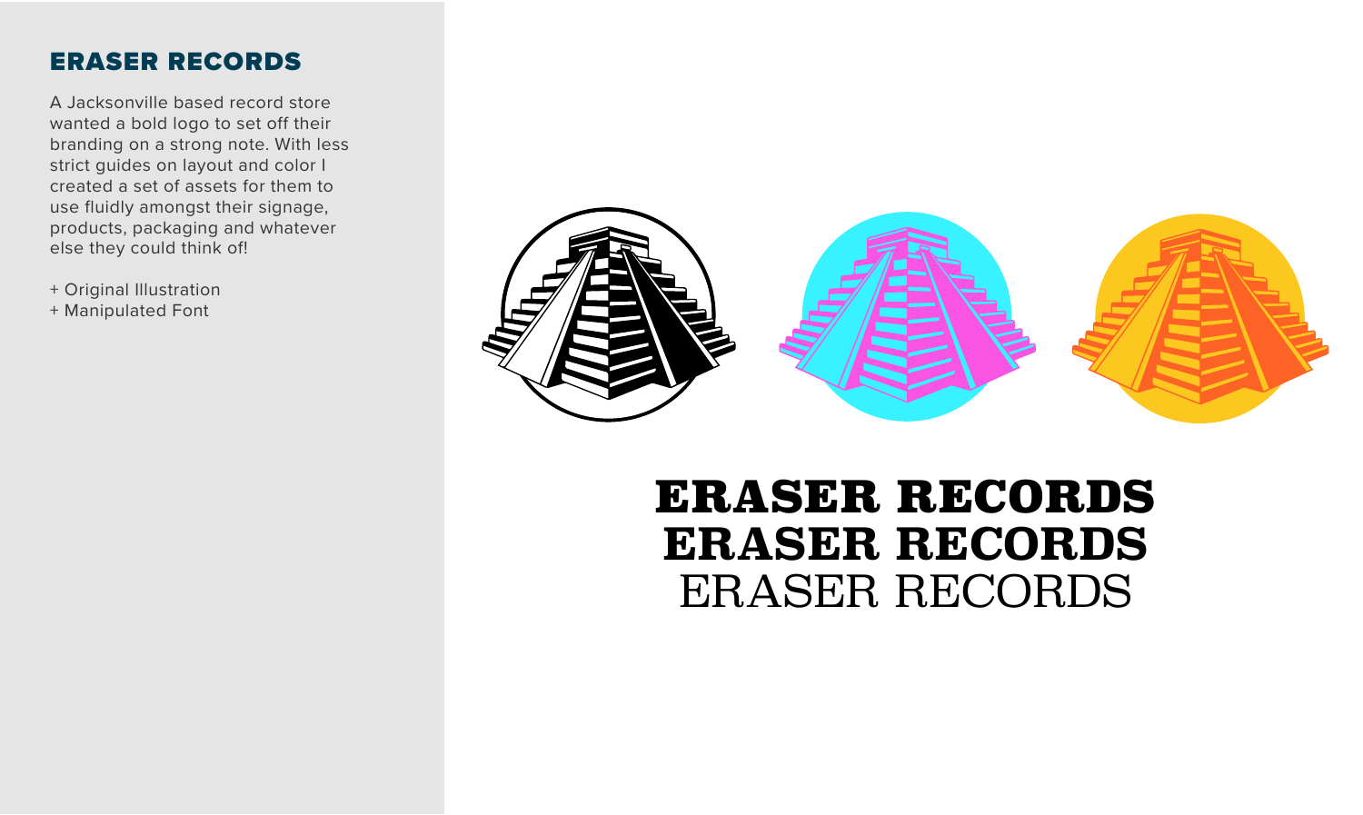## ERASER RECORDS

A Jacksonville based record store wanted a bold logo to set off their branding on a strong note. With less strict guides on layout and color I created a set of assets for them to use fluidly amongst their signage, products, packaging and whatever else they could think of!

+ Original Illustration
+ Manipulated Font

**ERASER RECORDS**

**ERASER RECORDS**

ERASER RECORDS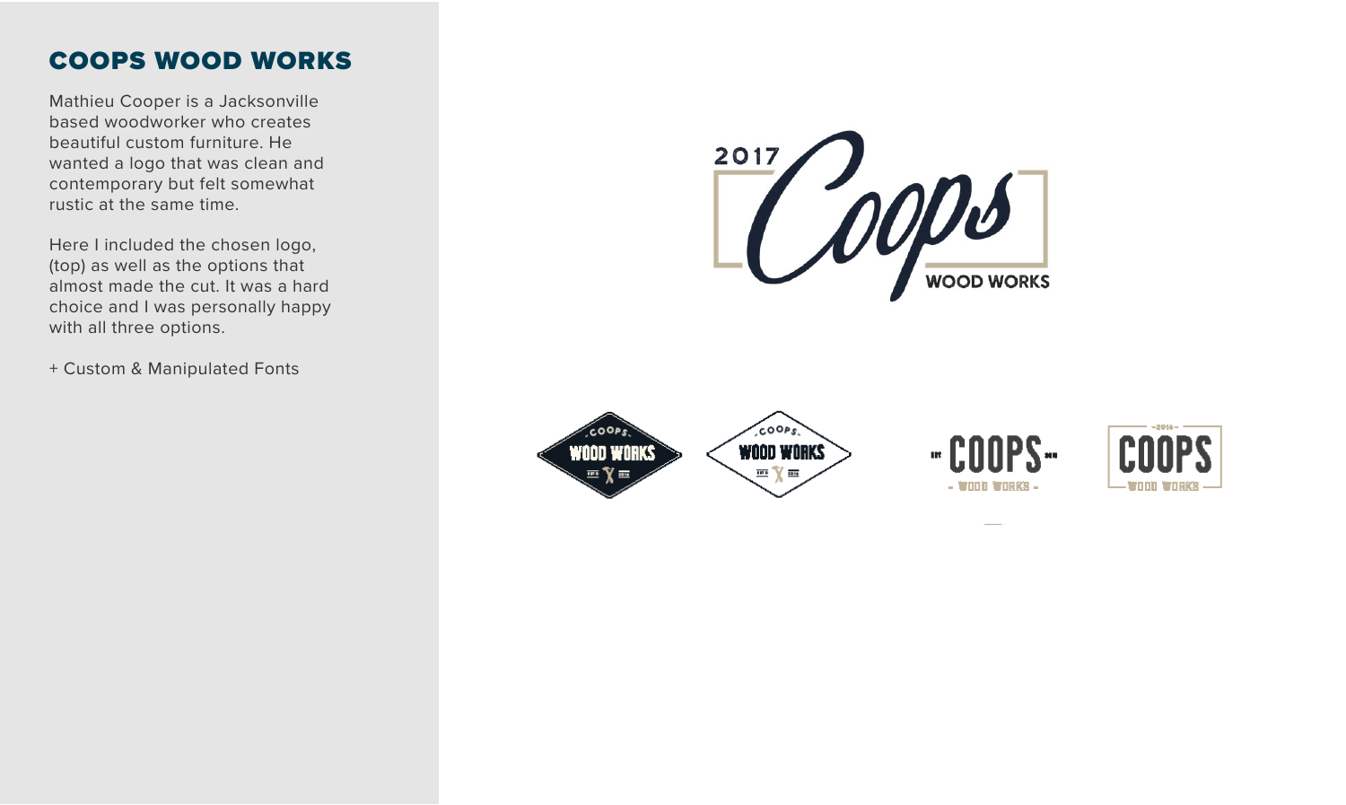## COOPS WOOD WORKS

Mathieu Cooper is a Jacksonville based woodworker who creates beautiful custom furniture. He wanted a logo that was clean and contemporary but felt somewhat rustic at the same time.

Here I included the chosen logo, (top) as well as the options that almost made the cut. It was a hard choice and I was personally happy with all three options.

+ Custom & Manipulated Fonts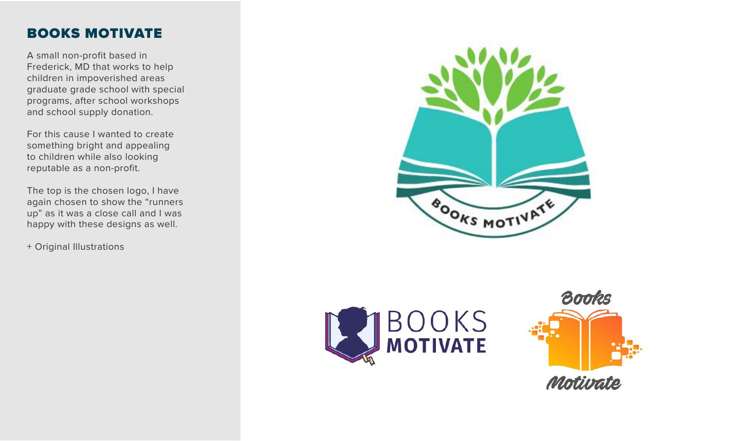## BOOKS MOTIVATE

A small non-profit based in Frederick, MD that works to help children in impoverished areas graduate grade school with special programs, after school workshops and school supply donation.

For this cause I wanted to create something bright and appealing to children while also looking reputable as a non-profit.

The top is the chosen logo, I have again chosen to show the “runners up” as it was a close call and I was happy with these designs as well.

+ Original Illustrations